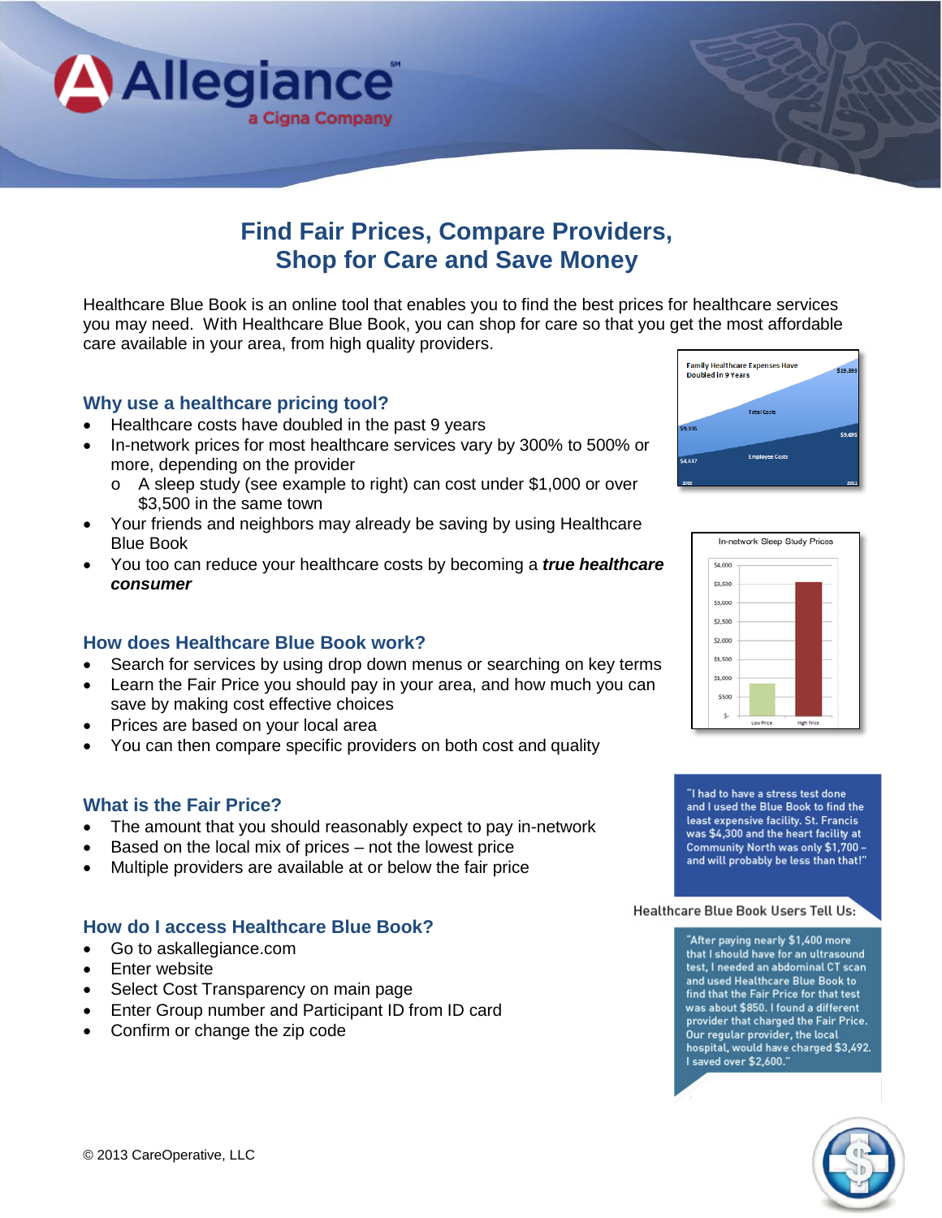Allegiance
a Cigna Company

# Find Fair Prices, Compare Providers, Shop for Care and Save Money

Healthcare Blue Book is an online tool that enables you to find the best prices for healthcare services you may need. With Healthcare Blue Book, you can shop for care so that you get the most affordable care available in your area, from high quality providers.

## Why use a healthcare pricing tool?

- Healthcare costs have doubled in the past 9 years
- In-network prices for most healthcare services vary by 300% to 500% or more, depending on the provider
  - A sleep study (see example to right) can cost under $1,000 or over $3,500 in the same town
- Your friends and neighbors may already be saving by using Healthcare Blue Book
- You too can reduce your healthcare costs by becoming a ***true healthcare consumer***

## How does Healthcare Blue Book work?

- Search for services by using drop down menus or searching on key terms
- Learn the Fair Price you should pay in your area, and how much you can save by making cost effective choices
- Prices are based on your local area
- You can then compare specific providers on both cost and quality

## What is the Fair Price?

- The amount that you should reasonably expect to pay in-network
- Based on the local mix of prices – not the lowest price
- Multiple providers are available at or below the fair price

## How do I access Healthcare Blue Book?

- Go to askallegiance.com
- Enter website
- Select Cost Transparency on main page
- Enter Group number and Participant ID from ID card
- Confirm or change the zip code

Family Healthcare Expenses Have Doubled in 9 Years

In-network Sleep Study Prices

"I had to have a stress test done and I used the Blue Book to find the least expensive facility. St. Francis was $4,300 and the heart facility at Community North was only $1,700 – and will probably be less than that!"

Healthcare Blue Book Users Tell Us:

"After paying nearly $1,400 more that I should have for an ultrasound test, I needed an abdominal CT scan and used Healthcare Blue Book to find that the Fair Price for that test was about $850. I found a different provider that charged the Fair Price. Our regular provider, the local hospital, would have charged $3,492. I saved over $2,600."

© 2013 CareOperative, LLC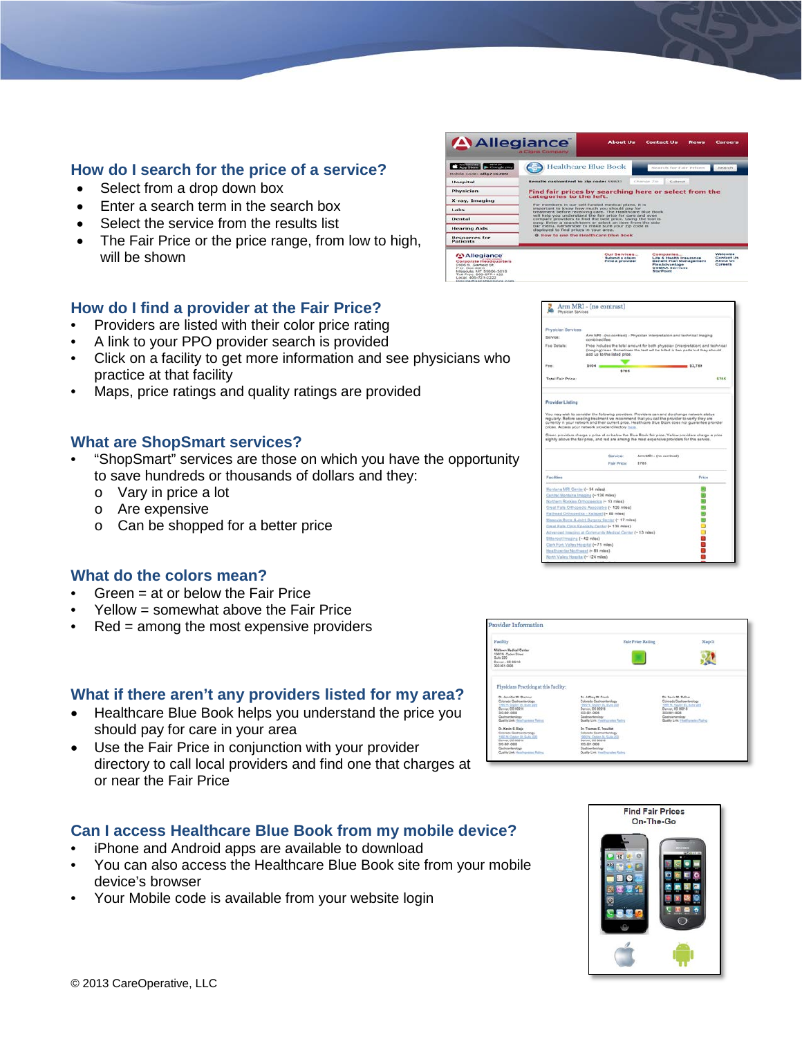## How do I search for the price of a service?

- Select from a drop down box
- Enter a search term in the search box
- Select the service from the results list
- The Fair Price or the price range, from low to high, will be shown

## How do I find a provider at the Fair Price?

- Providers are listed with their color price rating
- A link to your PPO provider search is provided
- Click on a facility to get more information and see physicians who practice at that facility
- Maps, price ratings and quality ratings are provided

## What are ShopSmart services?

- "ShopSmart" services are those on which you have the opportunity to save hundreds or thousands of dollars and they:
  - Vary in price a lot
  - Are expensive
  - Can be shopped for a better price

## What do the colors mean?

- Green = at or below the Fair Price
- Yellow = somewhat above the Fair Price
- Red = among the most expensive providers

## What if there aren't any providers listed for my area?

- Healthcare Blue Book helps you understand the price you should pay for care in your area
- Use the Fair Price in conjunction with your provider directory to call local providers and find one that charges at or near the Fair Price

## Can I access Healthcare Blue Book from my mobile device?

- iPhone and Android apps are available to download
- You can also access the Healthcare Blue Book site from your mobile device's browser
- Your Mobile code is available from your website login

Find Fair Prices On-The-Go

© 2013 CareOperative, LLC